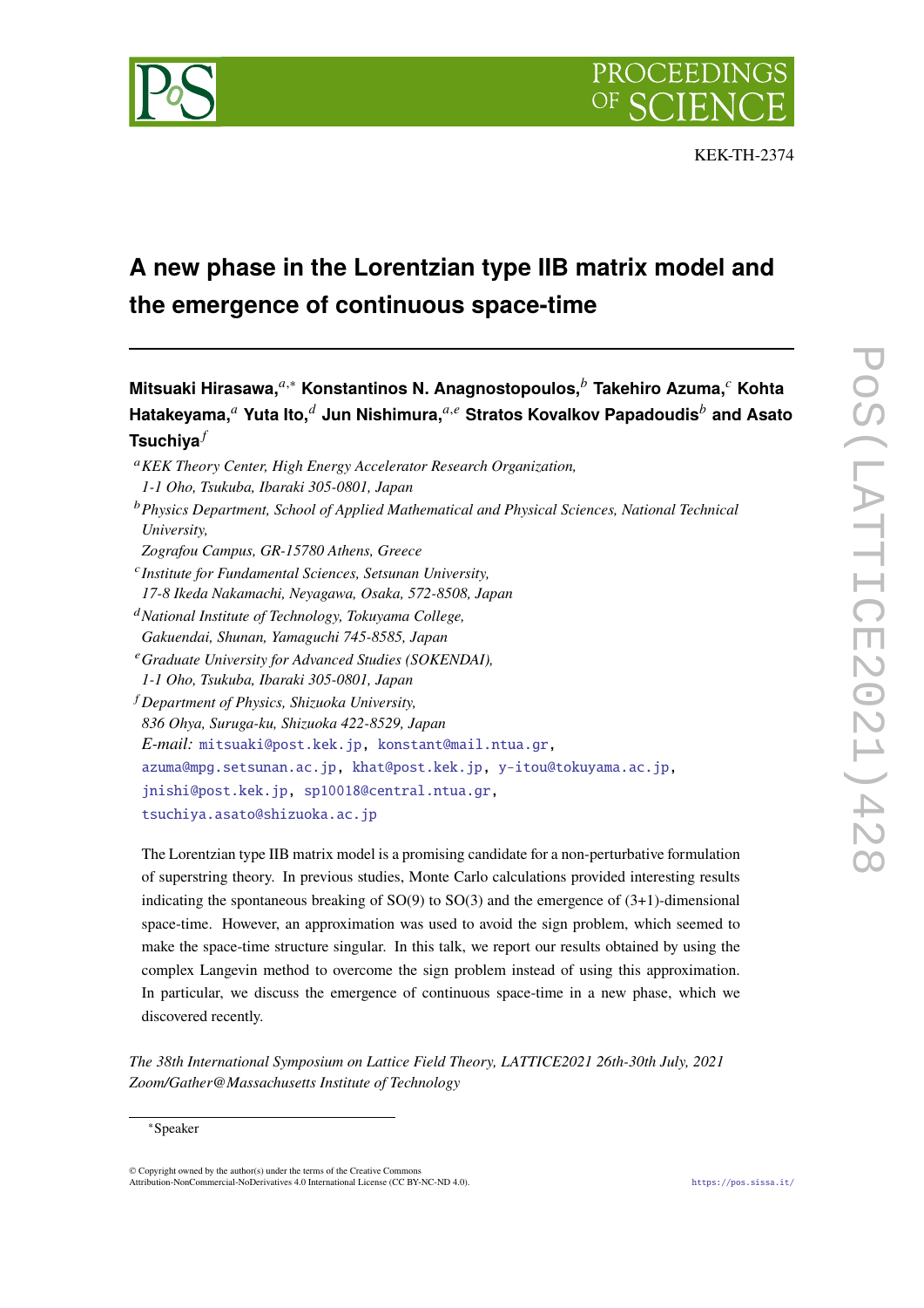KEK-TH-2374

# A new phase in the Lorentzian type IIB matrix model and the emergence of continuous space-time

**Mitsuaki Hirasawa,[a,*] Konstantinos N. Anagnostopoulos,[b] Takehiro Azuma,[c] Kohta Hatakeyama,[a] Yuta Ito,[d] Jun Nishimura,[a,e] Stratos Kovalkov Papadoudis[b] and Asato Tsuchiya[f]**

[a] *KEK Theory Center, High Energy Accelerator Research Organization, 1-1 Oho, Tsukuba, Ibaraki 305-0801, Japan*

[b] *Physics Department, School of Applied Mathematical and Physical Sciences, National Technical University, Zografou Campus, GR-15780 Athens, Greece*

[c] *Institute for Fundamental Sciences, Setsunan University, 17-8 Ikeda Nakamachi, Neyagawa, Osaka, 572-8508, Japan*

[d] *National Institute of Technology, Tokuyama College, Gakuendai, Shunan, Yamaguchi 745-8585, Japan*

[e] *Graduate University for Advanced Studies (SOKENDAI), 1-1 Oho, Tsukuba, Ibaraki 305-0801, Japan*

[f] *Department of Physics, Shizuoka University, 836 Ohya, Suruga-ku, Shizuoka 422-8529, Japan*

*E-mail:* mitsuaki@post.kek.jp, konstant@mail.ntua.gr, azuma@mpg.setsunan.ac.jp, khat@post.kek.jp, y-itou@tokuyama.ac.jp, jnishi@post.kek.jp, sp10018@central.ntua.gr, tsuchiya.asato@shizuoka.ac.jp

The Lorentzian type IIB matrix model is a promising candidate for a non-perturbative formulation of superstring theory. In previous studies, Monte Carlo calculations provided interesting results indicating the spontaneous breaking of SO(9) to SO(3) and the emergence of (3+1)-dimensional space-time. However, an approximation was used to avoid the sign problem, which seemed to make the space-time structure singular. In this talk, we report our results obtained by using the complex Langevin method to overcome the sign problem instead of using this approximation. In particular, we discuss the emergence of continuous space-time in a new phase, which we discovered recently.

*The 38th International Symposium on Lattice Field Theory, LATTICE2021 26th-30th July, 2021 Zoom/Gather@Massachusetts Institute of Technology*

[*] Speaker

© Copyright owned by the author(s) under the terms of the Creative Commons Attribution-NonCommercial-NoDerivatives 4.0 International License (CC BY-NC-ND 4.0).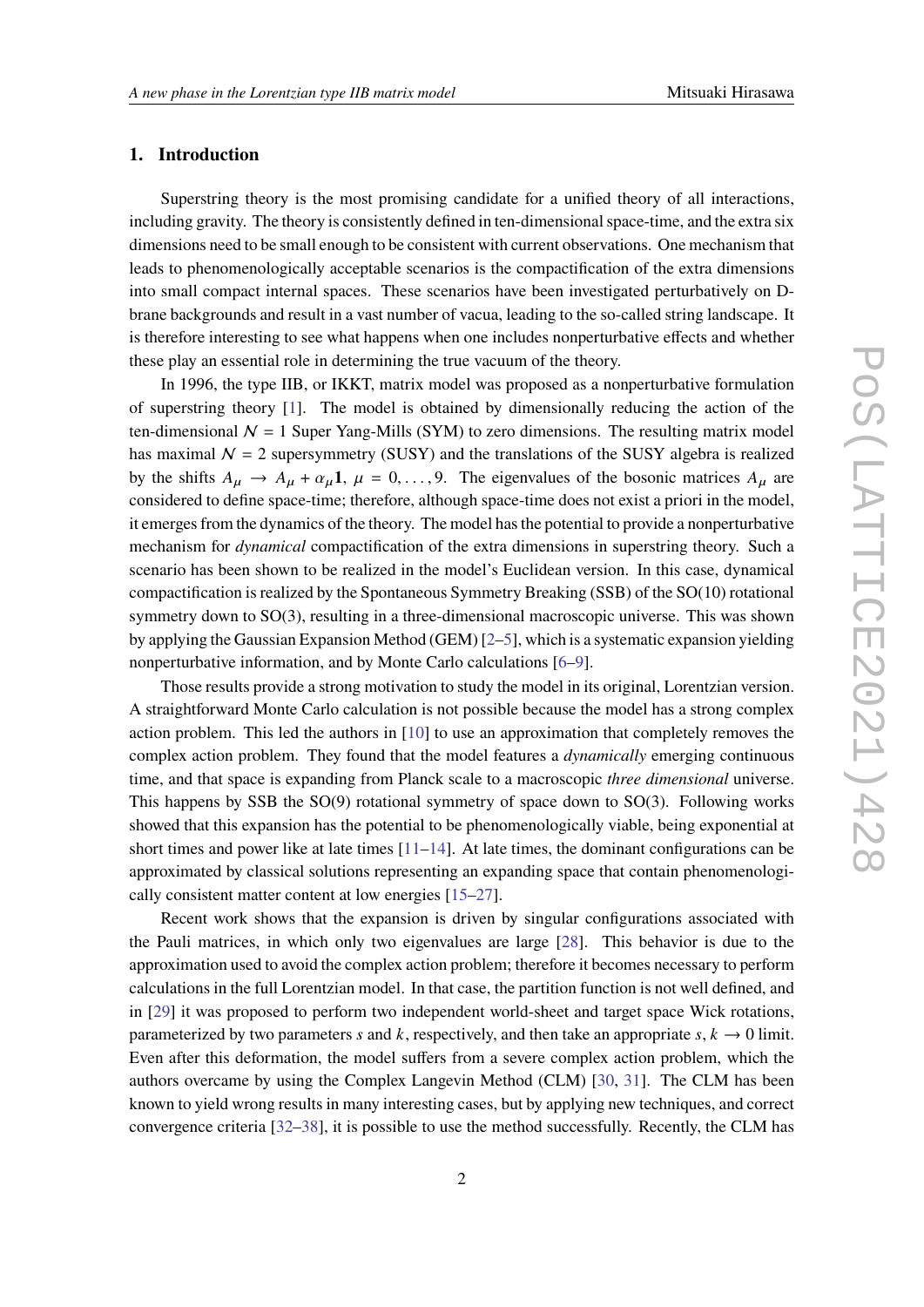## 1. Introduction

Superstring theory is the most promising candidate for a unified theory of all interactions, including gravity. The theory is consistently defined in ten-dimensional space-time, and the extra six dimensions need to be small enough to be consistent with current observations. One mechanism that leads to phenomenologically acceptable scenarios is the compactification of the extra dimensions into small compact internal spaces. These scenarios have been investigated perturbatively on D-brane backgrounds and result in a vast number of vacua, leading to the so-called string landscape. It is therefore interesting to see what happens when one includes nonperturbative effects and whether these play an essential role in determining the true vacuum of the theory.

In 1996, the type IIB, or IKKT, matrix model was proposed as a nonperturbative formulation of superstring theory [1]. The model is obtained by dimensionally reducing the action of the ten-dimensional $\mathcal{N} = 1$ Super Yang-Mills (SYM) to zero dimensions. The resulting matrix model has maximal $\mathcal{N} = 2$ supersymmetry (SUSY) and the translations of the SUSY algebra is realized by the shifts $A_\mu \to A_\mu + \alpha_\mu \mathbf{1}$, $\mu = 0, \ldots, 9$. The eigenvalues of the bosonic matrices $A_\mu$ are considered to define space-time; therefore, although space-time does not exist a priori in the model, it emerges from the dynamics of the theory. The model has the potential to provide a nonperturbative mechanism for *dynamical* compactification of the extra dimensions in superstring theory. Such a scenario has been shown to be realized in the model's Euclidean version. In this case, dynamical compactification is realized by the Spontaneous Symmetry Breaking (SSB) of the SO(10) rotational symmetry down to SO(3), resulting in a three-dimensional macroscopic universe. This was shown by applying the Gaussian Expansion Method (GEM) [2–5], which is a systematic expansion yielding nonperturbative information, and by Monte Carlo calculations [6–9].

Those results provide a strong motivation to study the model in its original, Lorentzian version. A straightforward Monte Carlo calculation is not possible because the model has a strong complex action problem. This led the authors in [10] to use an approximation that completely removes the complex action problem. They found that the model features a *dynamically* emerging continuous time, and that space is expanding from Planck scale to a macroscopic *three dimensional* universe. This happens by SSB the SO(9) rotational symmetry of space down to SO(3). Following works showed that this expansion has the potential to be phenomenologically viable, being exponential at short times and power like at late times [11–14]. At late times, the dominant configurations can be approximated by classical solutions representing an expanding space that contain phenomenologically consistent matter content at low energies [15–27].

Recent work shows that the expansion is driven by singular configurations associated with the Pauli matrices, in which only two eigenvalues are large [28]. This behavior is due to the approximation used to avoid the complex action problem; therefore it becomes necessary to perform calculations in the full Lorentzian model. In that case, the partition function is not well defined, and in [29] it was proposed to perform two independent world-sheet and target space Wick rotations, parameterized by two parameters $s$ and $k$, respectively, and then take an appropriate $s, k \to 0$ limit. Even after this deformation, the model suffers from a severe complex action problem, which the authors overcame by using the Complex Langevin Method (CLM) [30, 31]. The CLM has been known to yield wrong results in many interesting cases, but by applying new techniques, and correct convergence criteria [32–38], it is possible to use the method successfully. Recently, the CLM has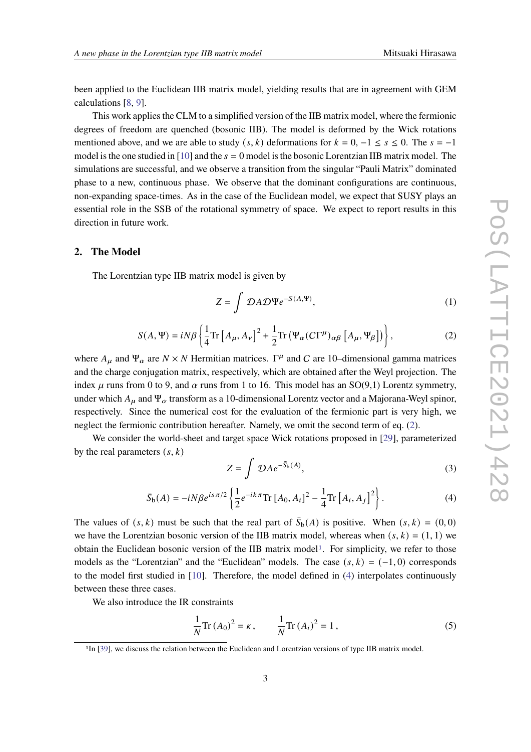been applied to the Euclidean IIB matrix model, yielding results that are in agreement with GEM calculations [8, 9].

This work applies the CLM to a simplified version of the IIB matrix model, where the fermionic degrees of freedom are quenched (bosonic IIB). The model is deformed by the Wick rotations mentioned above, and we are able to study $(s,k)$ deformations for $k=0$, $-1 \le s \le 0$. The $s=-1$ model is the one studied in [10] and the $s=0$ model is the bosonic Lorentzian IIB matrix model. The simulations are successful, and we observe a transition from the singular "Pauli Matrix" dominated phase to a new, continuous phase. We observe that the dominant configurations are continuous, non-expanding space-times. As in the case of the Euclidean model, we expect that SUSY plays an essential role in the SSB of the rotational symmetry of space. We expect to report results in this direction in future work.

## 2. The Model

The Lorentzian type IIB matrix model is given by

$$Z = \int \mathcal{D}A\mathcal{D}\Psi e^{-S(A,\Psi)}, \tag{1}$$

$$S(A,\Psi) = iN\beta\left\{\frac{1}{4}\mathrm{Tr}\left[A_\mu, A_\nu\right]^2 + \frac{1}{2}\mathrm{Tr}\left(\Psi_\alpha (C\Gamma^\mu)_{\alpha\beta}\left[A_\mu, \Psi_\beta\right]\right)\right\}, \tag{2}$$

where $A_\mu$ and $\Psi_\alpha$ are $N \times N$ Hermitian matrices. $\Gamma^\mu$ and $C$ are 10–dimensional gamma matrices and the charge conjugation matrix, respectively, which are obtained after the Weyl projection. The index $\mu$ runs from 0 to 9, and $\alpha$ runs from 1 to 16. This model has an SO(9,1) Lorentz symmetry, under which $A_\mu$ and $\Psi_\alpha$ transform as a 10-dimensional Lorentz vector and a Majorana-Weyl spinor, respectively. Since the numerical cost for the evaluation of the fermionic part is very high, we neglect the fermionic contribution hereafter. Namely, we omit the second term of eq. (2).

We consider the world-sheet and target space Wick rotations proposed in [29], parameterized by the real parameters $(s,k)$

$$Z = \int \mathcal{D}A e^{-\bar{S}_{\mathrm{b}}(A)}, \tag{3}$$

$$\bar{S}_{\mathrm{b}}(A) = -iN\beta e^{is\pi/2}\left\{\frac{1}{2}e^{-ik\pi}\mathrm{Tr}\left[A_0, A_i\right]^2 - \frac{1}{4}\mathrm{Tr}\left[A_i, A_j\right]^2\right\}. \tag{4}$$

The values of $(s,k)$ must be such that the real part of $\bar{S}_{\mathrm{b}}(A)$ is positive. When $(s,k)=(0,0)$ we have the Lorentzian bosonic version of the IIB matrix model, whereas when $(s,k)=(1,1)$ we obtain the Euclidean bosonic version of the IIB matrix model[1]. For simplicity, we refer to those models as the "Lorentzian" and the "Euclidean" models. The case $(s,k)=(-1,0)$ corresponds to the model first studied in [10]. Therefore, the model defined in (4) interpolates continuously between these three cases.

We also introduce the IR constraints

$$\frac{1}{N}\mathrm{Tr}\left(A_0\right)^2 = \kappa\,, \qquad \frac{1}{N}\mathrm{Tr}\left(A_i\right)^2 = 1\,, \tag{5}$$

[1]In [39], we discuss the relation between the Euclidean and Lorentzian versions of type IIB matrix model.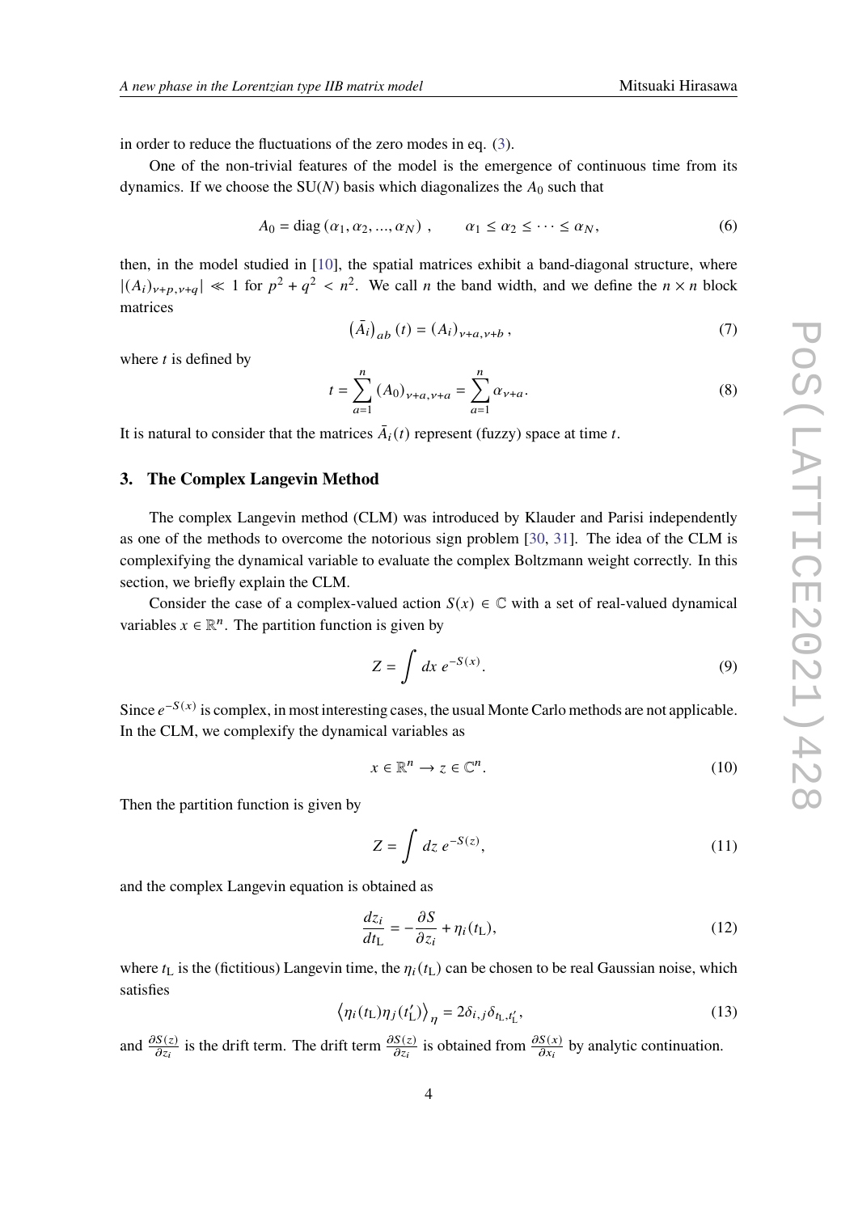in order to reduce the fluctuations of the zero modes in eq. (3).

One of the non-trivial features of the model is the emergence of continuous time from its dynamics. If we choose the SU($N$) basis which diagonalizes the $A_0$ such that

$$A_0 = \text{diag}\left(\alpha_1, \alpha_2, ..., \alpha_N\right), \qquad \alpha_1 \leq \alpha_2 \leq \cdots \leq \alpha_N, \tag{6}$$

then, in the model studied in [10], the spatial matrices exhibit a band-diagonal structure, where $|(A_i)_{\nu+p,\nu+q}| \ll 1$ for $p^2 + q^2 < n^2$. We call $n$ the band width, and we define the $n \times n$ block matrices

$$\left(\bar{A}_i\right)_{ab}(t) = (A_i)_{\nu+a,\nu+b}, \tag{7}$$

where $t$ is defined by

$$t = \sum_{a=1}^{n} (A_0)_{\nu+a,\nu+a} = \sum_{a=1}^{n} \alpha_{\nu+a}. \tag{8}$$

It is natural to consider that the matrices $\bar{A}_i(t)$ represent (fuzzy) space at time $t$.

## 3. The Complex Langevin Method

The complex Langevin method (CLM) was introduced by Klauder and Parisi independently as one of the methods to overcome the notorious sign problem [30, 31]. The idea of the CLM is complexifying the dynamical variable to evaluate the complex Boltzmann weight correctly. In this section, we briefly explain the CLM.

Consider the case of a complex-valued action $S(x) \in \mathbb{C}$ with a set of real-valued dynamical variables $x \in \mathbb{R}^n$. The partition function is given by

$$Z = \int dx \, e^{-S(x)}. \tag{9}$$

Since $e^{-S(x)}$ is complex, in most interesting cases, the usual Monte Carlo methods are not applicable. In the CLM, we complexify the dynamical variables as

$$x \in \mathbb{R}^n \to z \in \mathbb{C}^n. \tag{10}$$

Then the partition function is given by

$$Z = \int dz \, e^{-S(z)}, \tag{11}$$

and the complex Langevin equation is obtained as

$$\frac{dz_i}{dt_{\text{L}}} = -\frac{\partial S}{\partial z_i} + \eta_i(t_{\text{L}}), \tag{12}$$

where $t_{\text{L}}$ is the (fictitious) Langevin time, the $\eta_i(t_{\text{L}})$ can be chosen to be real Gaussian noise, which satisfies

$$\left\langle \eta_i(t_{\text{L}})\eta_j(t'_{\text{L}}) \right\rangle_\eta = 2\delta_{i,j}\delta_{t_{\text{L}},t'_{\text{L}}}, \tag{13}$$

and $\frac{\partial S(z)}{\partial z_i}$ is the drift term. The drift term $\frac{\partial S(z)}{\partial z_i}$ is obtained from $\frac{\partial S(x)}{\partial x_i}$ by analytic continuation.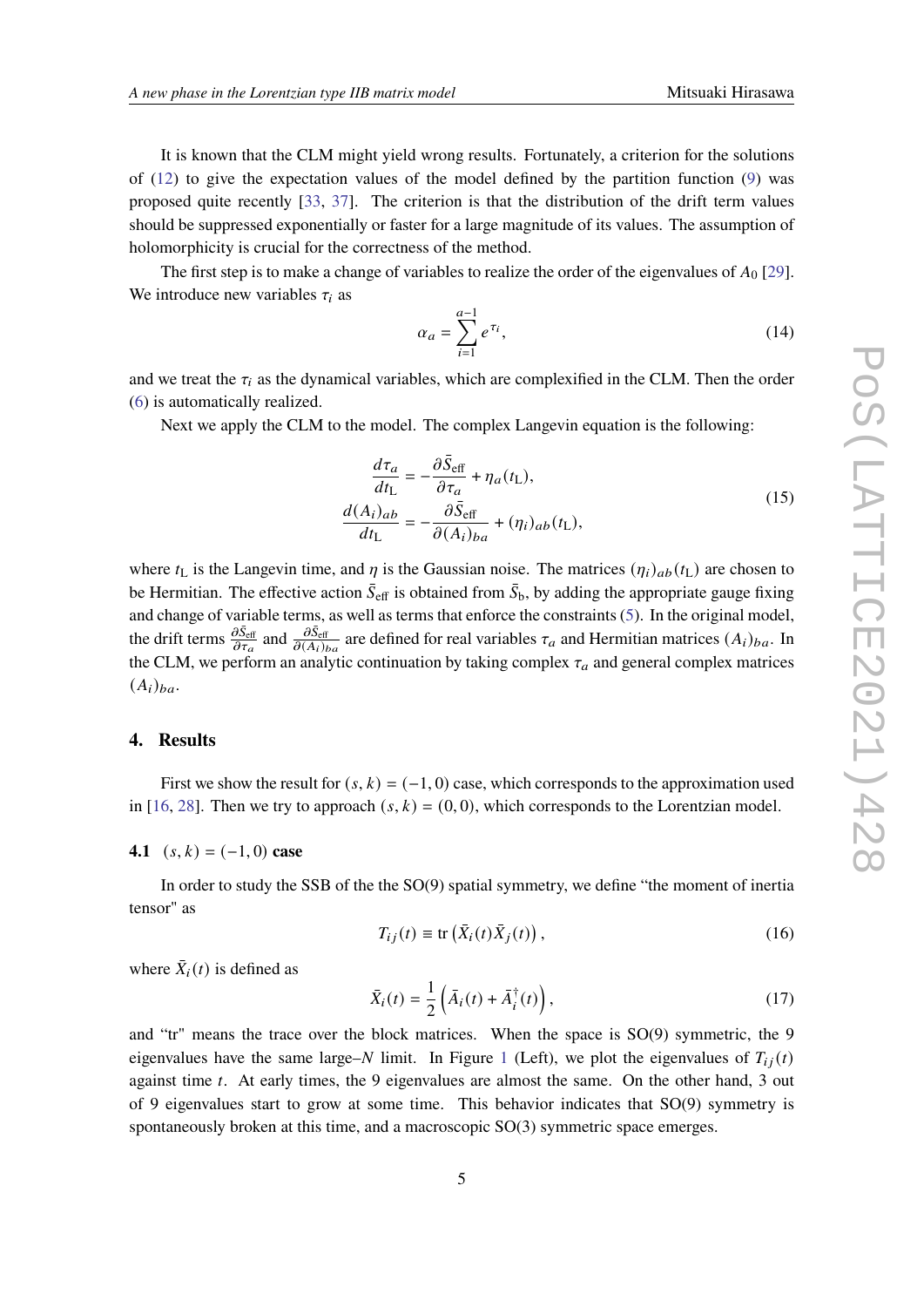It is known that the CLM might yield wrong results. Fortunately, a criterion for the solutions of (12) to give the expectation values of the model defined by the partition function (9) was proposed quite recently [33, 37]. The criterion is that the distribution of the drift term values should be suppressed exponentially or faster for a large magnitude of its values. The assumption of holomorphicity is crucial for the correctness of the method.

The first step is to make a change of variables to realize the order of the eigenvalues of $A_0$ [29]. We introduce new variables $\tau_i$ as

$$\alpha_a = \sum_{i=1}^{a-1} e^{\tau_i}, \tag{14}$$

and we treat the $\tau_i$ as the dynamical variables, which are complexified in the CLM. Then the order (6) is automatically realized.

Next we apply the CLM to the model. The complex Langevin equation is the following:

$$\begin{aligned}
\frac{d\tau_a}{dt_{\mathrm{L}}} &= -\frac{\partial \bar{S}_{\mathrm{eff}}}{\partial \tau_a} + \eta_a(t_{\mathrm{L}}), \\
\frac{d(A_i)_{ab}}{dt_{\mathrm{L}}} &= -\frac{\partial \bar{S}_{\mathrm{eff}}}{\partial (A_i)_{ba}} + (\eta_i)_{ab}(t_{\mathrm{L}}),
\end{aligned} \tag{15}$$

where $t_{\mathrm{L}}$ is the Langevin time, and $\eta$ is the Gaussian noise. The matrices $(\eta_i)_{ab}(t_{\mathrm{L}})$ are chosen to be Hermitian. The effective action $\bar{S}_{\mathrm{eff}}$ is obtained from $\bar{S}_{\mathrm{b}}$, by adding the appropriate gauge fixing and change of variable terms, as well as terms that enforce the constraints (5). In the original model, the drift terms $\frac{\partial \bar{S}_{\mathrm{eff}}}{\partial \tau_a}$ and $\frac{\partial \bar{S}_{\mathrm{eff}}}{\partial (A_i)_{ba}}$ are defined for real variables $\tau_a$ and Hermitian matrices $(A_i)_{ba}$. In the CLM, we perform an analytic continuation by taking complex $\tau_a$ and general complex matrices $(A_i)_{ba}$.

## 4. Results

First we show the result for $(s, k) = (-1, 0)$ case, which corresponds to the approximation used in [16, 28]. Then we try to approach $(s, k) = (0, 0)$, which corresponds to the Lorentzian model.

### 4.1 $(s, k) = (-1, 0)$ case

In order to study the SSB of the the SO(9) spatial symmetry, we define "the moment of inertia tensor" as

$$T_{ij}(t) \equiv \mathrm{tr}\left(\bar{X}_i(t)\bar{X}_j(t)\right), \tag{16}$$

where $\bar{X}_i(t)$ is defined as

$$\bar{X}_i(t) = \frac{1}{2}\left(\bar{A}_i(t) + \bar{A}_i^{\dagger}(t)\right), \tag{17}$$

and "tr" means the trace over the block matrices. When the space is SO(9) symmetric, the 9 eigenvalues have the same large–$N$ limit. In Figure 1 (Left), we plot the eigenvalues of $T_{ij}(t)$ against time $t$. At early times, the 9 eigenvalues are almost the same. On the other hand, 3 out of 9 eigenvalues start to grow at some time. This behavior indicates that SO(9) symmetry is spontaneously broken at this time, and a macroscopic SO(3) symmetric space emerges.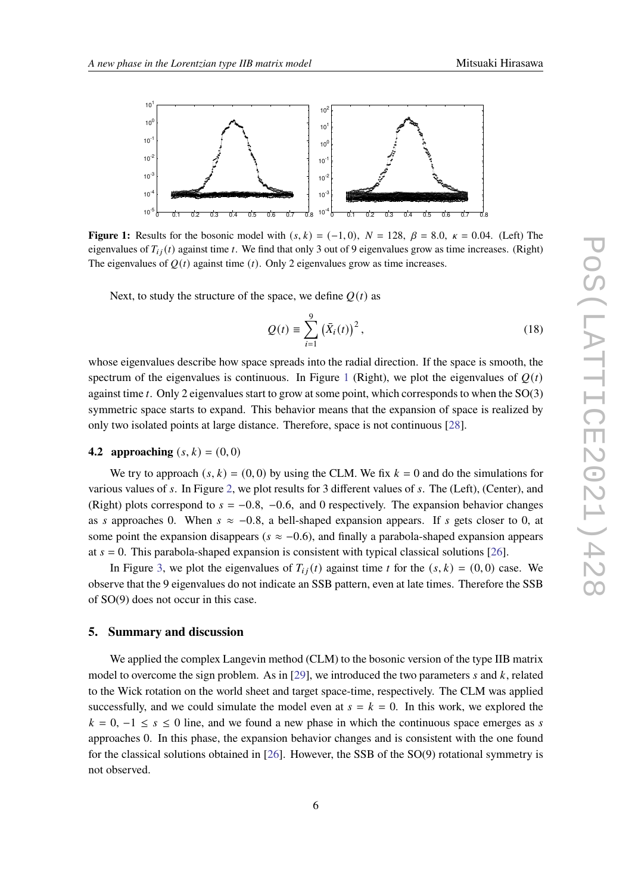**Figure 1:** Results for the bosonic model with $(s, k) = (-1, 0)$, $N = 128$, $\beta = 8.0$, $\kappa = 0.04$. (Left) The eigenvalues of $T_{ij}(t)$ against time $t$. We find that only 3 out of 9 eigenvalues grow as time increases. (Right) The eigenvalues of $Q(t)$ against time $(t)$. Only 2 eigenvalues grow as time increases.

Next, to study the structure of the space, we define $Q(t)$ as

$$Q(t) \equiv \sum_{i=1}^{9} \left(\bar{X}_i(t)\right)^2 , \tag{18}$$

whose eigenvalues describe how space spreads into the radial direction. If the space is smooth, the spectrum of the eigenvalues is continuous. In Figure 1 (Right), we plot the eigenvalues of $Q(t)$ against time $t$. Only 2 eigenvalues start to grow at some point, which corresponds to when the SO(3) symmetric space starts to expand. This behavior means that the expansion of space is realized by only two isolated points at large distance. Therefore, space is not continuous [28].

### 4.2 approaching $(s, k) = (0, 0)$

We try to approach $(s, k) = (0, 0)$ by using the CLM. We fix $k = 0$ and do the simulations for various values of $s$. In Figure 2, we plot results for 3 different values of $s$. The (Left), (Center), and (Right) plots correspond to $s = -0.8$, $-0.6$, and 0 respectively. The expansion behavior changes as $s$ approaches 0. When $s \approx -0.8$, a bell-shaped expansion appears. If $s$ gets closer to 0, at some point the expansion disappears ($s \approx -0.6$), and finally a parabola-shaped expansion appears at $s = 0$. This parabola-shaped expansion is consistent with typical classical solutions [26].

In Figure 3, we plot the eigenvalues of $T_{ij}(t)$ against time $t$ for the $(s, k) = (0, 0)$ case. We observe that the 9 eigenvalues do not indicate an SSB pattern, even at late times. Therefore the SSB of SO(9) does not occur in this case.

## 5. Summary and discussion

We applied the complex Langevin method (CLM) to the bosonic version of the type IIB matrix model to overcome the sign problem. As in [29], we introduced the two parameters $s$ and $k$, related to the Wick rotation on the world sheet and target space-time, respectively. The CLM was applied successfully, and we could simulate the model even at $s = k = 0$. In this work, we explored the $k = 0$, $-1 \leq s \leq 0$ line, and we found a new phase in which the continuous space emerges as $s$ approaches 0. In this phase, the expansion behavior changes and is consistent with the one found for the classical solutions obtained in [26]. However, the SSB of the SO(9) rotational symmetry is not observed.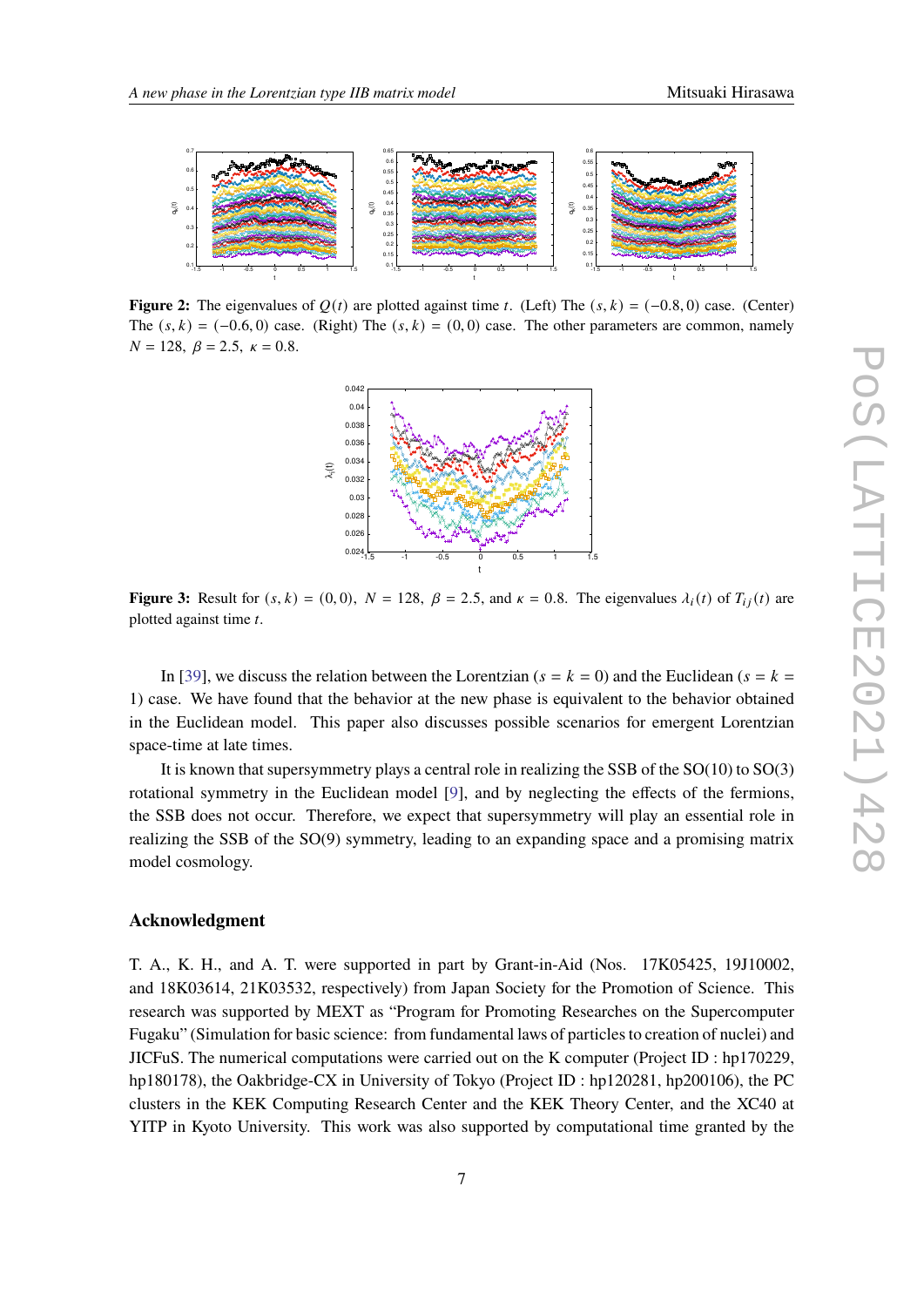**Figure 2:** The eigenvalues of $Q(t)$ are plotted against time $t$. (Left) The $(s, k) = (-0.8, 0)$ case. (Center) The $(s, k) = (-0.6, 0)$ case. (Right) The $(s, k) = (0, 0)$ case. The other parameters are common, namely $N = 128$, $\beta = 2.5$, $\kappa = 0.8$.

**Figure 3:** Result for $(s, k) = (0, 0)$, $N = 128$, $\beta = 2.5$, and $\kappa = 0.8$. The eigenvalues $\lambda_i(t)$ of $T_{ij}(t)$ are plotted against time $t$.

In [39], we discuss the relation between the Lorentzian ($s = k = 0$) and the Euclidean ($s = k = 1$) case. We have found that the behavior at the new phase is equivalent to the behavior obtained in the Euclidean model. This paper also discusses possible scenarios for emergent Lorentzian space-time at late times.

It is known that supersymmetry plays a central role in realizing the SSB of the SO(10) to SO(3) rotational symmetry in the Euclidean model [9], and by neglecting the effects of the fermions, the SSB does not occur. Therefore, we expect that supersymmetry will play an essential role in realizing the SSB of the SO(9) symmetry, leading to an expanding space and a promising matrix model cosmology.

## Acknowledgment

T. A., K. H., and A. T. were supported in part by Grant-in-Aid (Nos. 17K05425, 19J10002, and 18K03614, 21K03532, respectively) from Japan Society for the Promotion of Science. This research was supported by MEXT as "Program for Promoting Researches on the Supercomputer Fugaku" (Simulation for basic science: from fundamental laws of particles to creation of nuclei) and JICFuS. The numerical computations were carried out on the K computer (Project ID : hp170229, hp180178), the Oakbridge-CX in University of Tokyo (Project ID : hp120281, hp200106), the PC clusters in the KEK Computing Research Center and the KEK Theory Center, and the XC40 at YITP in Kyoto University. This work was also supported by computational time granted by the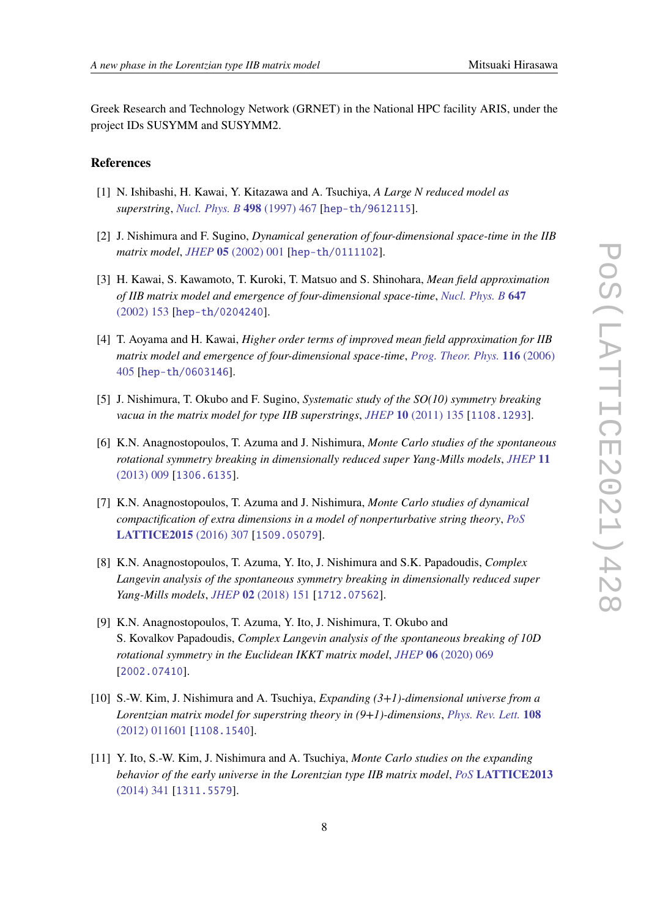Greek Research and Technology Network (GRNET) in the National HPC facility ARIS, under the project IDs SUSYMM and SUSYMM2.

## References

[1] N. Ishibashi, H. Kawai, Y. Kitazawa and A. Tsuchiya, *A Large N reduced model as superstring*, *Nucl. Phys. B* **498** (1997) 467 [hep-th/9612115].

[2] J. Nishimura and F. Sugino, *Dynamical generation of four-dimensional space-time in the IIB matrix model*, *JHEP* **05** (2002) 001 [hep-th/0111102].

[3] H. Kawai, S. Kawamoto, T. Kuroki, T. Matsuo and S. Shinohara, *Mean field approximation of IIB matrix model and emergence of four-dimensional space-time*, *Nucl. Phys. B* **647** (2002) 153 [hep-th/0204240].

[4] T. Aoyama and H. Kawai, *Higher order terms of improved mean field approximation for IIB matrix model and emergence of four-dimensional space-time*, *Prog. Theor. Phys.* **116** (2006) 405 [hep-th/0603146].

[5] J. Nishimura, T. Okubo and F. Sugino, *Systematic study of the SO(10) symmetry breaking vacua in the matrix model for type IIB superstrings*, *JHEP* **10** (2011) 135 [1108.1293].

[6] K.N. Anagnostopoulos, T. Azuma and J. Nishimura, *Monte Carlo studies of the spontaneous rotational symmetry breaking in dimensionally reduced super Yang-Mills models*, *JHEP* **11** (2013) 009 [1306.6135].

[7] K.N. Anagnostopoulos, T. Azuma and J. Nishimura, *Monte Carlo studies of dynamical compactification of extra dimensions in a model of nonperturbative string theory*, *PoS* **LATTICE2015** (2016) 307 [1509.05079].

[8] K.N. Anagnostopoulos, T. Azuma, Y. Ito, J. Nishimura and S.K. Papadoudis, *Complex Langevin analysis of the spontaneous symmetry breaking in dimensionally reduced super Yang-Mills models*, *JHEP* **02** (2018) 151 [1712.07562].

[9] K.N. Anagnostopoulos, T. Azuma, Y. Ito, J. Nishimura, T. Okubo and S. Kovalkov Papadoudis, *Complex Langevin analysis of the spontaneous breaking of 10D rotational symmetry in the Euclidean IKKT matrix model*, *JHEP* **06** (2020) 069 [2002.07410].

[10] S.-W. Kim, J. Nishimura and A. Tsuchiya, *Expanding (3+1)-dimensional universe from a Lorentzian matrix model for superstring theory in (9+1)-dimensions*, *Phys. Rev. Lett.* **108** (2012) 011601 [1108.1540].

[11] Y. Ito, S.-W. Kim, J. Nishimura and A. Tsuchiya, *Monte Carlo studies on the expanding behavior of the early universe in the Lorentzian type IIB matrix model*, *PoS* **LATTICE2013** (2014) 341 [1311.5579].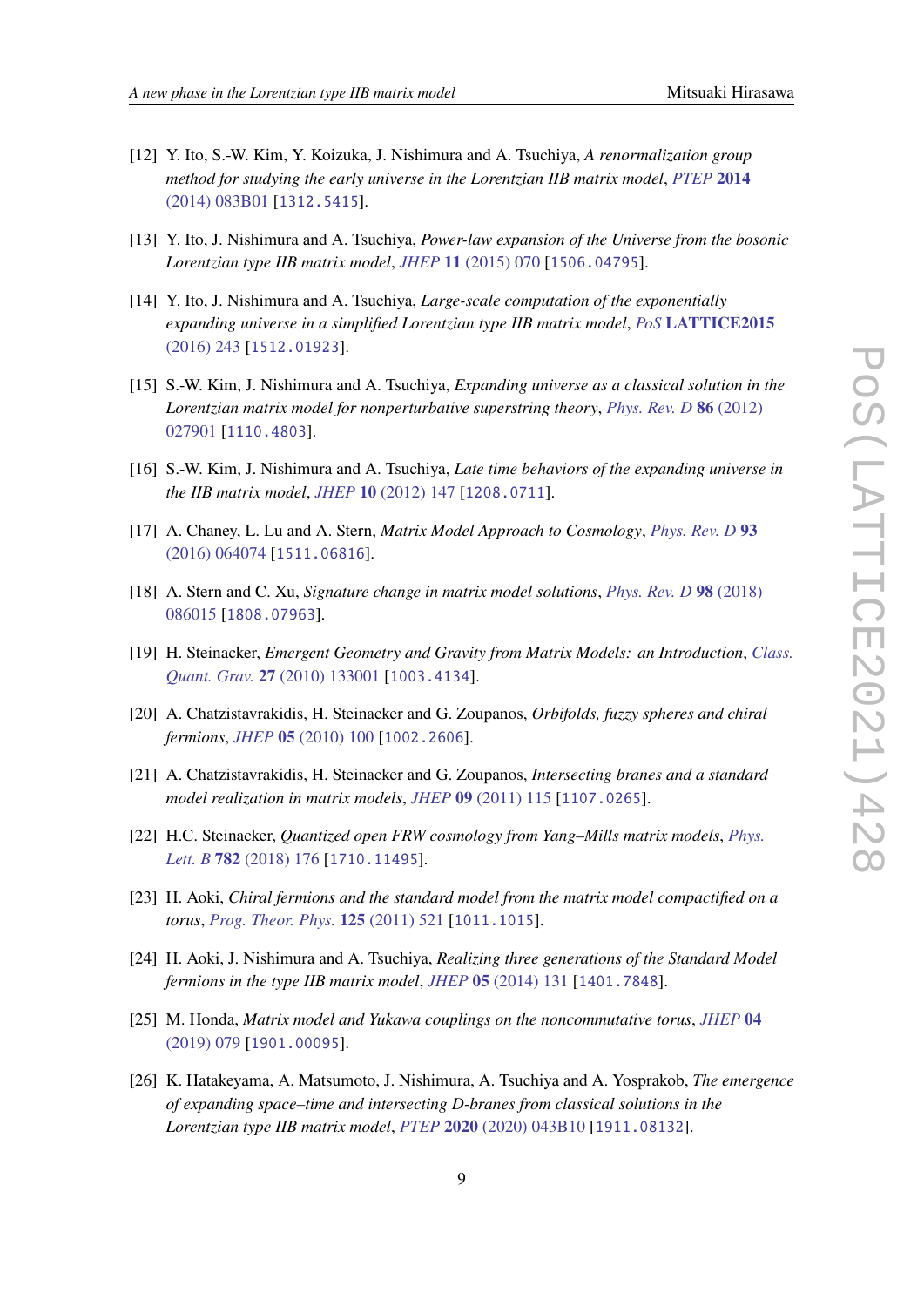[12] Y. Ito, S.-W. Kim, Y. Koizuka, J. Nishimura and A. Tsuchiya, *A renormalization group method for studying the early universe in the Lorentzian IIB matrix model*, *PTEP* **2014** (2014) 083B01 [1312.5415].

[13] Y. Ito, J. Nishimura and A. Tsuchiya, *Power-law expansion of the Universe from the bosonic Lorentzian type IIB matrix model*, *JHEP* **11** (2015) 070 [1506.04795].

[14] Y. Ito, J. Nishimura and A. Tsuchiya, *Large-scale computation of the exponentially expanding universe in a simplified Lorentzian type IIB matrix model*, *PoS* **LATTICE2015** (2016) 243 [1512.01923].

[15] S.-W. Kim, J. Nishimura and A. Tsuchiya, *Expanding universe as a classical solution in the Lorentzian matrix model for nonperturbative superstring theory*, *Phys. Rev. D* **86** (2012) 027901 [1110.4803].

[16] S.-W. Kim, J. Nishimura and A. Tsuchiya, *Late time behaviors of the expanding universe in the IIB matrix model*, *JHEP* **10** (2012) 147 [1208.0711].

[17] A. Chaney, L. Lu and A. Stern, *Matrix Model Approach to Cosmology*, *Phys. Rev. D* **93** (2016) 064074 [1511.06816].

[18] A. Stern and C. Xu, *Signature change in matrix model solutions*, *Phys. Rev. D* **98** (2018) 086015 [1808.07963].

[19] H. Steinacker, *Emergent Geometry and Gravity from Matrix Models: an Introduction*, *Class. Quant. Grav.* **27** (2010) 133001 [1003.4134].

[20] A. Chatzistavrakidis, H. Steinacker and G. Zoupanos, *Orbifolds, fuzzy spheres and chiral fermions*, *JHEP* **05** (2010) 100 [1002.2606].

[21] A. Chatzistavrakidis, H. Steinacker and G. Zoupanos, *Intersecting branes and a standard model realization in matrix models*, *JHEP* **09** (2011) 115 [1107.0265].

[22] H.C. Steinacker, *Quantized open FRW cosmology from Yang–Mills matrix models*, *Phys. Lett. B* **782** (2018) 176 [1710.11495].

[23] H. Aoki, *Chiral fermions and the standard model from the matrix model compactified on a torus*, *Prog. Theor. Phys.* **125** (2011) 521 [1011.1015].

[24] H. Aoki, J. Nishimura and A. Tsuchiya, *Realizing three generations of the Standard Model fermions in the type IIB matrix model*, *JHEP* **05** (2014) 131 [1401.7848].

[25] M. Honda, *Matrix model and Yukawa couplings on the noncommutative torus*, *JHEP* **04** (2019) 079 [1901.00095].

[26] K. Hatakeyama, A. Matsumoto, J. Nishimura, A. Tsuchiya and A. Yosprakob, *The emergence of expanding space–time and intersecting D-branes from classical solutions in the Lorentzian type IIB matrix model*, *PTEP* **2020** (2020) 043B10 [1911.08132].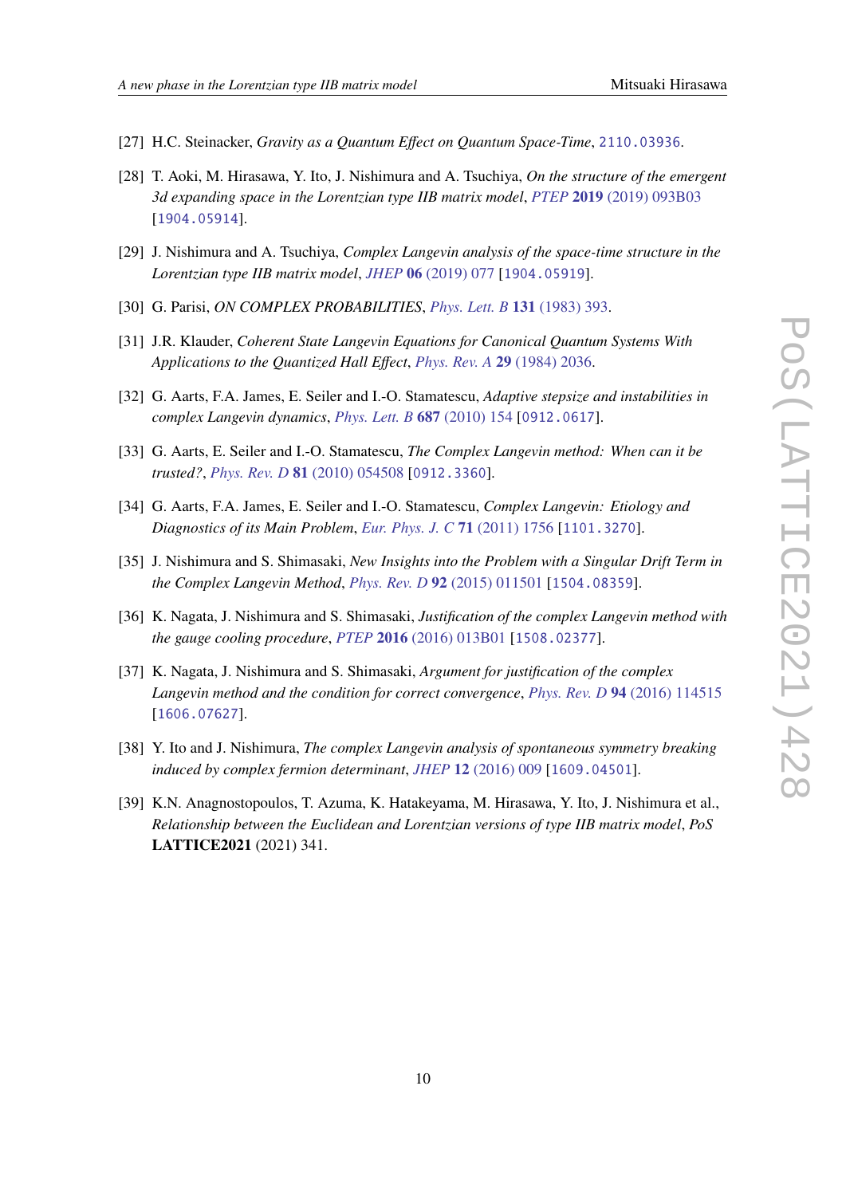[27] H.C. Steinacker, *Gravity as a Quantum Effect on Quantum Space-Time*, 2110.03936.

[28] T. Aoki, M. Hirasawa, Y. Ito, J. Nishimura and A. Tsuchiya, *On the structure of the emergent 3d expanding space in the Lorentzian type IIB matrix model*, *PTEP* **2019** (2019) 093B03 [1904.05914].

[29] J. Nishimura and A. Tsuchiya, *Complex Langevin analysis of the space-time structure in the Lorentzian type IIB matrix model*, *JHEP* **06** (2019) 077 [1904.05919].

[30] G. Parisi, *ON COMPLEX PROBABILITIES*, *Phys. Lett. B* **131** (1983) 393.

[31] J.R. Klauder, *Coherent State Langevin Equations for Canonical Quantum Systems With Applications to the Quantized Hall Effect*, *Phys. Rev. A* **29** (1984) 2036.

[32] G. Aarts, F.A. James, E. Seiler and I.-O. Stamatescu, *Adaptive stepsize and instabilities in complex Langevin dynamics*, *Phys. Lett. B* **687** (2010) 154 [0912.0617].

[33] G. Aarts, E. Seiler and I.-O. Stamatescu, *The Complex Langevin method: When can it be trusted?*, *Phys. Rev. D* **81** (2010) 054508 [0912.3360].

[34] G. Aarts, F.A. James, E. Seiler and I.-O. Stamatescu, *Complex Langevin: Etiology and Diagnostics of its Main Problem*, *Eur. Phys. J. C* **71** (2011) 1756 [1101.3270].

[35] J. Nishimura and S. Shimasaki, *New Insights into the Problem with a Singular Drift Term in the Complex Langevin Method*, *Phys. Rev. D* **92** (2015) 011501 [1504.08359].

[36] K. Nagata, J. Nishimura and S. Shimasaki, *Justification of the complex Langevin method with the gauge cooling procedure*, *PTEP* **2016** (2016) 013B01 [1508.02377].

[37] K. Nagata, J. Nishimura and S. Shimasaki, *Argument for justification of the complex Langevin method and the condition for correct convergence*, *Phys. Rev. D* **94** (2016) 114515 [1606.07627].

[38] Y. Ito and J. Nishimura, *The complex Langevin analysis of spontaneous symmetry breaking induced by complex fermion determinant*, *JHEP* **12** (2016) 009 [1609.04501].

[39] K.N. Anagnostopoulos, T. Azuma, K. Hatakeyama, M. Hirasawa, Y. Ito, J. Nishimura et al., *Relationship between the Euclidean and Lorentzian versions of type IIB matrix model*, *PoS* **LATTICE2021** (2021) 341.